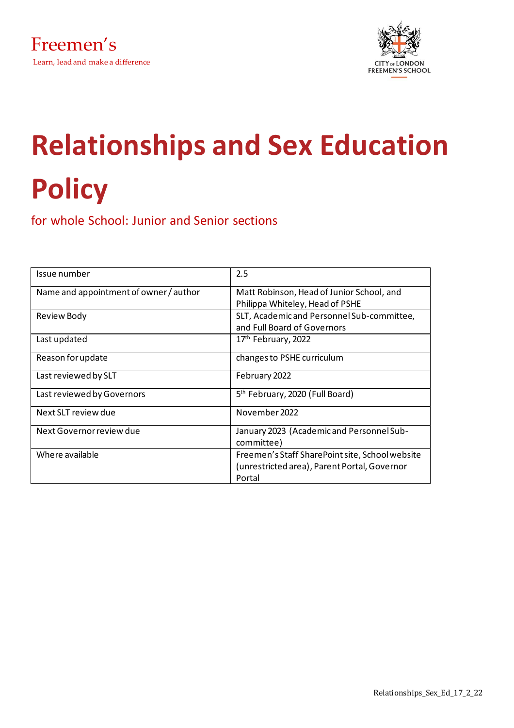Freemen's

Learn, lead and make a difference

CITY OF LONDON FREEMEN'S SCHOOL

# Relationships and Sex Education Policy

for whole School: Junior and Senior sections

| Issue number | 2.5 |
|---|---|
| Name and appointment of owner / author | Matt Robinson, Head of Junior School, and Philippa Whiteley, Head of PSHE |
| Review Body | SLT, Academic and Personnel Sub-committee, and Full Board of Governors |
| Last updated | 17th February, 2022 |
| Reason for update | changes to PSHE curriculum |
| Last reviewed by SLT | February 2022 |
| Last reviewed by Governors | 5th February, 2020 (Full Board) |
| Next SLT review due | November 2022 |
| Next Governor review due | January 2023 (Academic and Personnel Sub-committee) |
| Where available | Freemen's Staff SharePoint site, School website (unrestricted area), Parent Portal, Governor Portal |

Relationships_Sex_Ed_17_2_22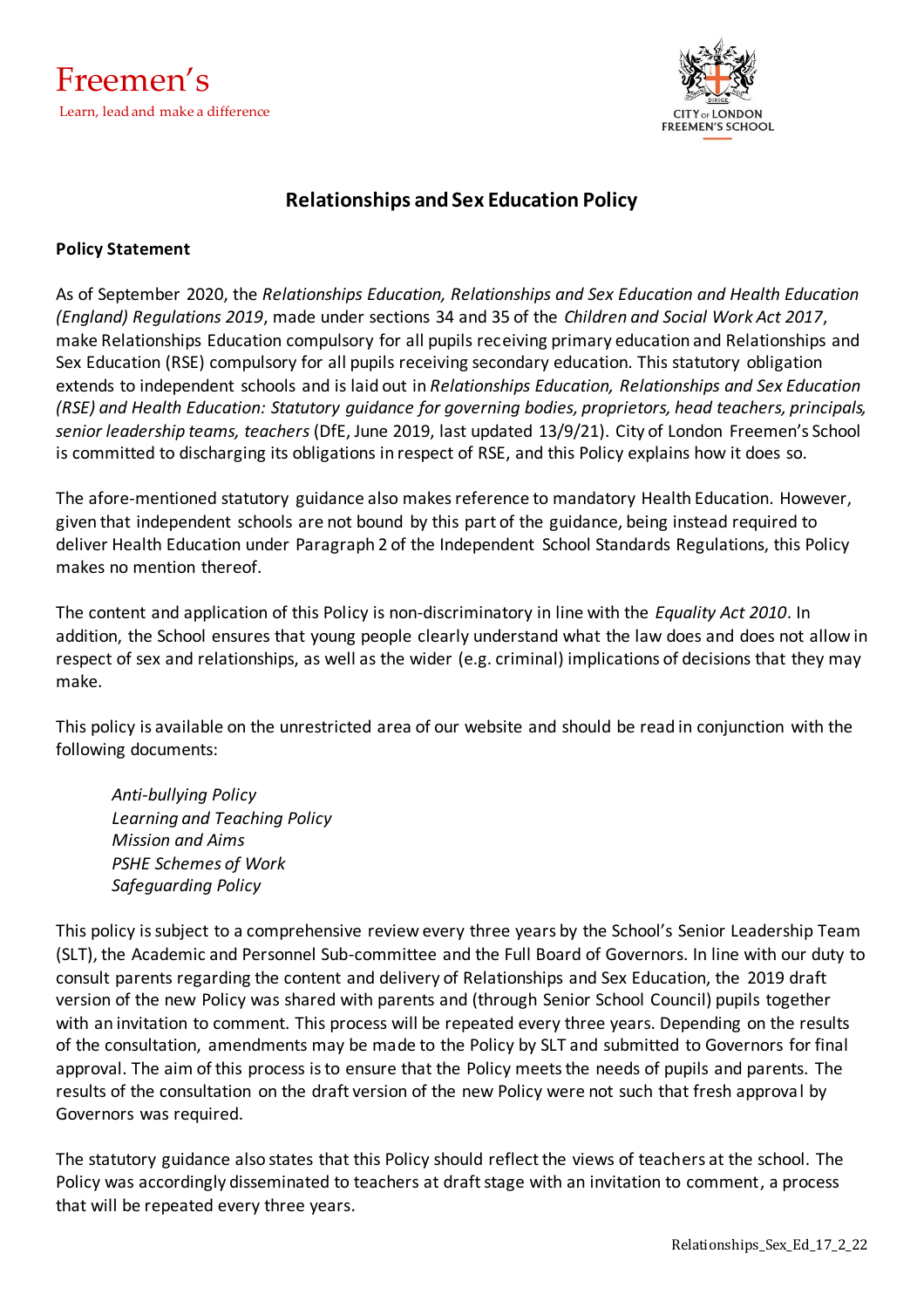Freemen's

Learn, lead and make a difference

CITY of LONDON FREEMEN'S SCHOOL

# Relationships and Sex Education Policy

**Policy Statement**

As of September 2020, the *Relationships Education, Relationships and Sex Education and Health Education (England) Regulations 2019*, made under sections 34 and 35 of the *Children and Social Work Act 2017*, make Relationships Education compulsory for all pupils receiving primary education and Relationships and Sex Education (RSE) compulsory for all pupils receiving secondary education. This statutory obligation extends to independent schools and is laid out in *Relationships Education, Relationships and Sex Education (RSE) and Health Education: Statutory guidance for governing bodies, proprietors, head teachers, principals, senior leadership teams, teachers* (DfE, June 2019, last updated 13/9/21). City of London Freemen's School is committed to discharging its obligations in respect of RSE, and this Policy explains how it does so.

The afore-mentioned statutory guidance also makes reference to mandatory Health Education. However, given that independent schools are not bound by this part of the guidance, being instead required to deliver Health Education under Paragraph 2 of the Independent School Standards Regulations, this Policy makes no mention thereof.

The content and application of this Policy is non-discriminatory in line with the *Equality Act 2010*. In addition, the School ensures that young people clearly understand what the law does and does not allow in respect of sex and relationships, as well as the wider (e.g. criminal) implications of decisions that they may make.

This policy is available on the unrestricted area of our website and should be read in conjunction with the following documents:

*Anti-bullying Policy*
*Learning and Teaching Policy*
*Mission and Aims*
*PSHE Schemes of Work*
*Safeguarding Policy*

This policy is subject to a comprehensive review every three years by the School's Senior Leadership Team (SLT), the Academic and Personnel Sub-committee and the Full Board of Governors. In line with our duty to consult parents regarding the content and delivery of Relationships and Sex Education, the 2019 draft version of the new Policy was shared with parents and (through Senior School Council) pupils together with an invitation to comment. This process will be repeated every three years. Depending on the results of the consultation, amendments may be made to the Policy by SLT and submitted to Governors for final approval. The aim of this process is to ensure that the Policy meets the needs of pupils and parents. The results of the consultation on the draft version of the new Policy were not such that fresh approval by Governors was required.

The statutory guidance also states that this Policy should reflect the views of teachers at the school. The Policy was accordingly disseminated to teachers at draft stage with an invitation to comment, a process that will be repeated every three years.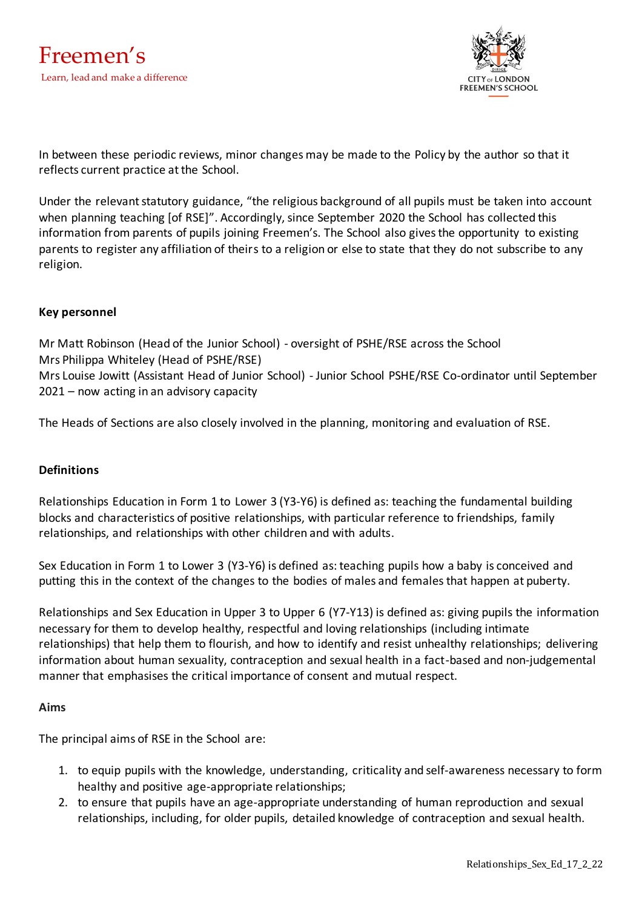In between these periodic reviews, minor changes may be made to the Policy by the author so that it reflects current practice at the School.

Under the relevant statutory guidance, "the religious background of all pupils must be taken into account when planning teaching [of RSE]". Accordingly, since September 2020 the School has collected this information from parents of pupils joining Freemen's. The School also gives the opportunity to existing parents to register any affiliation of theirs to a religion or else to state that they do not subscribe to any religion.

**Key personnel**

Mr Matt Robinson (Head of the Junior School) - oversight of PSHE/RSE across the School
Mrs Philippa Whiteley (Head of PSHE/RSE)
Mrs Louise Jowitt (Assistant Head of Junior School) - Junior School PSHE/RSE Co-ordinator until September 2021 – now acting in an advisory capacity

The Heads of Sections are also closely involved in the planning, monitoring and evaluation of RSE.

**Definitions**

Relationships Education in Form 1 to Lower 3 (Y3-Y6) is defined as: teaching the fundamental building blocks and characteristics of positive relationships, with particular reference to friendships, family relationships, and relationships with other children and with adults.

Sex Education in Form 1 to Lower 3 (Y3-Y6) is defined as: teaching pupils how a baby is conceived and putting this in the context of the changes to the bodies of males and females that happen at puberty.

Relationships and Sex Education in Upper 3 to Upper 6 (Y7-Y13) is defined as: giving pupils the information necessary for them to develop healthy, respectful and loving relationships (including intimate relationships) that help them to flourish, and how to identify and resist unhealthy relationships; delivering information about human sexuality, contraception and sexual health in a fact-based and non-judgemental manner that emphasises the critical importance of consent and mutual respect.

**Aims**

The principal aims of RSE in the School are:

1. to equip pupils with the knowledge, understanding, criticality and self-awareness necessary to form healthy and positive age-appropriate relationships;
2. to ensure that pupils have an age-appropriate understanding of human reproduction and sexual relationships, including, for older pupils, detailed knowledge of contraception and sexual health.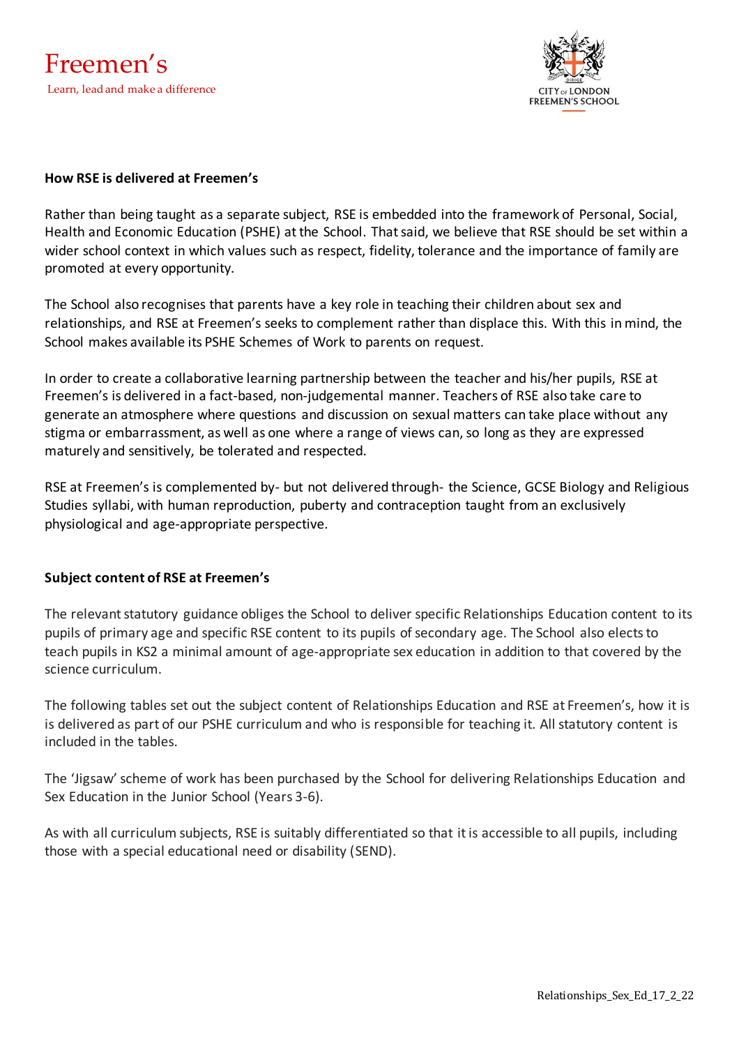**How RSE is delivered at Freemen's**

Rather than being taught as a separate subject, RSE is embedded into the framework of Personal, Social, Health and Economic Education (PSHE) at the School. That said, we believe that RSE should be set within a wider school context in which values such as respect, fidelity, tolerance and the importance of family are promoted at every opportunity.

The School also recognises that parents have a key role in teaching their children about sex and relationships, and RSE at Freemen's seeks to complement rather than displace this. With this in mind, the School makes available its PSHE Schemes of Work to parents on request.

In order to create a collaborative learning partnership between the teacher and his/her pupils, RSE at Freemen's is delivered in a fact-based, non-judgemental manner. Teachers of RSE also take care to generate an atmosphere where questions and discussion on sexual matters can take place without any stigma or embarrassment, as well as one where a range of views can, so long as they are expressed maturely and sensitively, be tolerated and respected.

RSE at Freemen's is complemented by- but not delivered through- the Science, GCSE Biology and Religious Studies syllabi, with human reproduction, puberty and contraception taught from an exclusively physiological and age-appropriate perspective.

**Subject content of RSE at Freemen's**

The relevant statutory guidance obliges the School to deliver specific Relationships Education content to its pupils of primary age and specific RSE content to its pupils of secondary age. The School also elects to teach pupils in KS2 a minimal amount of age-appropriate sex education in addition to that covered by the science curriculum.

The following tables set out the subject content of Relationships Education and RSE at Freemen's, how it is is delivered as part of our PSHE curriculum and who is responsible for teaching it. All statutory content is included in the tables.

The 'Jigsaw' scheme of work has been purchased by the School for delivering Relationships Education and Sex Education in the Junior School (Years 3-6).

As with all curriculum subjects, RSE is suitably differentiated so that it is accessible to all pupils, including those with a special educational need or disability (SEND).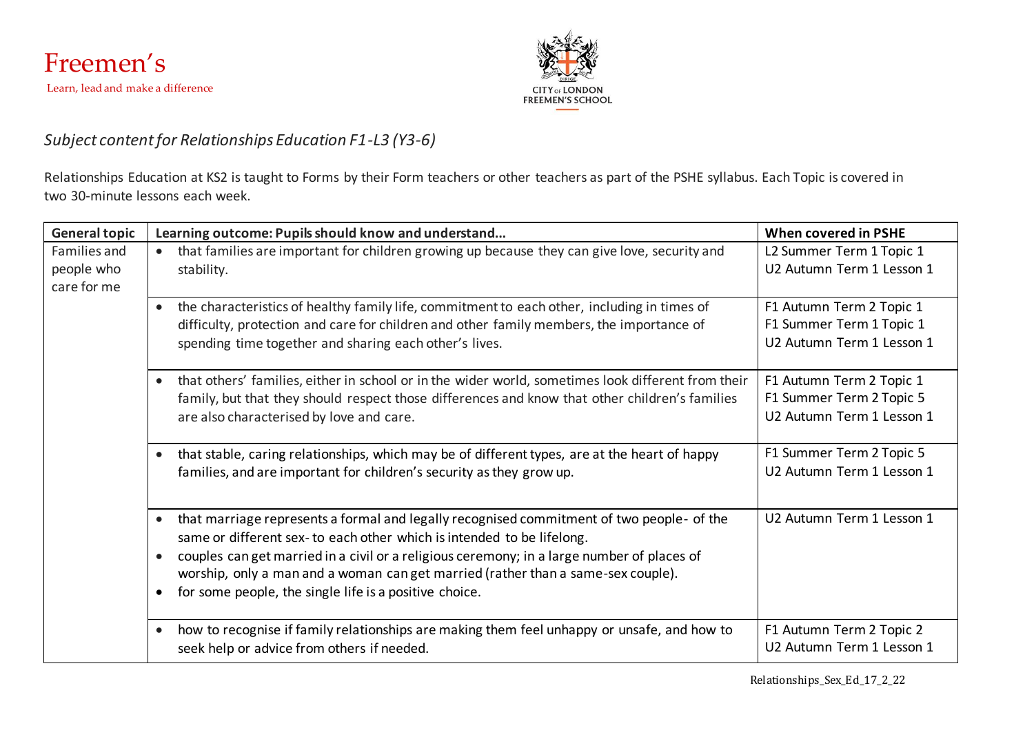Freemen's

Learn, lead and make a difference

CITY OF LONDON FREEMEN'S SCHOOL

*Subject content for Relationships Education F1-L3 (Y3-6)*

Relationships Education at KS2 is taught to Forms by their Form teachers or other teachers as part of the PSHE syllabus. Each Topic is covered in two 30-minute lessons each week.

| General topic | Learning outcome: Pupils should know and understand... | When covered in PSHE |
|---|---|---|
| Families and people who care for me | • that families are important for children growing up because they can give love, security and stability. | L2 Summer Term 1 Topic 1<br>U2 Autumn Term 1 Lesson 1 |
| | • the characteristics of healthy family life, commitment to each other, including in times of difficulty, protection and care for children and other family members, the importance of spending time together and sharing each other's lives. | F1 Autumn Term 2 Topic 1<br>F1 Summer Term 1 Topic 1<br>U2 Autumn Term 1 Lesson 1 |
| | • that others' families, either in school or in the wider world, sometimes look different from their family, but that they should respect those differences and know that other children's families are also characterised by love and care. | F1 Autumn Term 2 Topic 1<br>F1 Summer Term 2 Topic 5<br>U2 Autumn Term 1 Lesson 1 |
| | • that stable, caring relationships, which may be of different types, are at the heart of happy families, and are important for children's security as they grow up. | F1 Summer Term 2 Topic 5<br>U2 Autumn Term 1 Lesson 1 |
| | • that marriage represents a formal and legally recognised commitment of two people- of the same or different sex- to each other which is intended to be lifelong.<br>• couples can get married in a civil or a religious ceremony; in a large number of places of worship, only a man and a woman can get married (rather than a same-sex couple).<br>• for some people, the single life is a positive choice. | U2 Autumn Term 1 Lesson 1 |
| | • how to recognise if family relationships are making them feel unhappy or unsafe, and how to seek help or advice from others if needed. | F1 Autumn Term 2 Topic 2<br>U2 Autumn Term 1 Lesson 1 |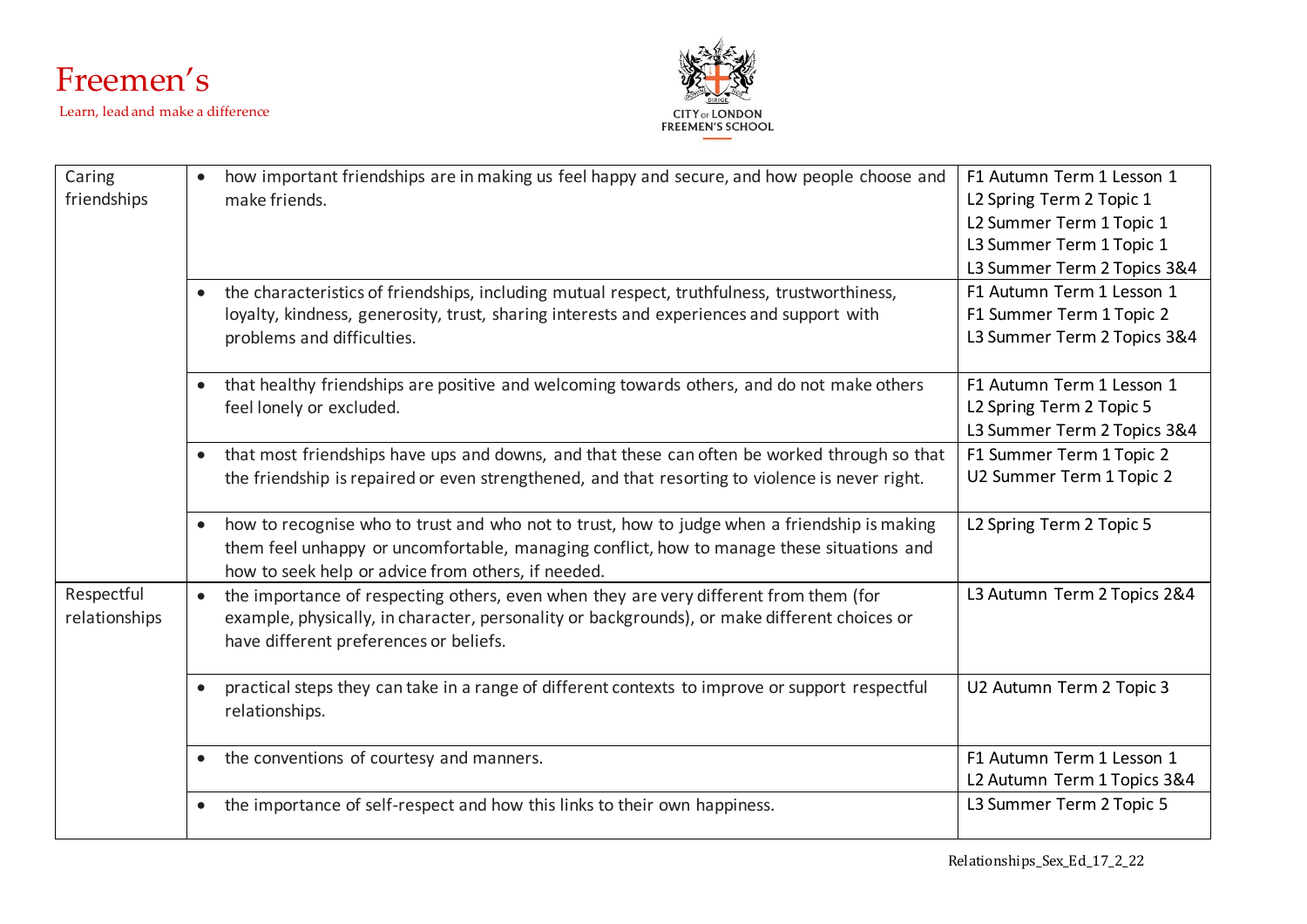| | | |
|---|---|---|
| Caring friendships | • how important friendships are in making us feel happy and secure, and how people choose and make friends. | F1 Autumn Term 1 Lesson 1<br>L2 Spring Term 2 Topic 1<br>L2 Summer Term 1 Topic 1<br>L3 Summer Term 1 Topic 1<br>L3 Summer Term 2 Topics 3&4 |
| | • the characteristics of friendships, including mutual respect, truthfulness, trustworthiness, loyalty, kindness, generosity, trust, sharing interests and experiences and support with problems and difficulties. | F1 Autumn Term 1 Lesson 1<br>F1 Summer Term 1 Topic 2<br>L3 Summer Term 2 Topics 3&4 |
| | • that healthy friendships are positive and welcoming towards others, and do not make others feel lonely or excluded. | F1 Autumn Term 1 Lesson 1<br>L2 Spring Term 2 Topic 5<br>L3 Summer Term 2 Topics 3&4 |
| | • that most friendships have ups and downs, and that these can often be worked through so that the friendship is repaired or even strengthened, and that resorting to violence is never right. | F1 Summer Term 1 Topic 2<br>U2 Summer Term 1 Topic 2 |
| | • how to recognise who to trust and who not to trust, how to judge when a friendship is making them feel unhappy or uncomfortable, managing conflict, how to manage these situations and how to seek help or advice from others, if needed. | L2 Spring Term 2 Topic 5 |
| Respectful relationships | • the importance of respecting others, even when they are very different from them (for example, physically, in character, personality or backgrounds), or make different choices or have different preferences or beliefs. | L3 Autumn Term 2 Topics 2&4 |
| | • practical steps they can take in a range of different contexts to improve or support respectful relationships. | U2 Autumn Term 2 Topic 3 |
| | • the conventions of courtesy and manners. | F1 Autumn Term 1 Lesson 1<br>L2 Autumn Term 1 Topics 3&4 |
| | • the importance of self-respect and how this links to their own happiness. | L3 Summer Term 2 Topic 5 |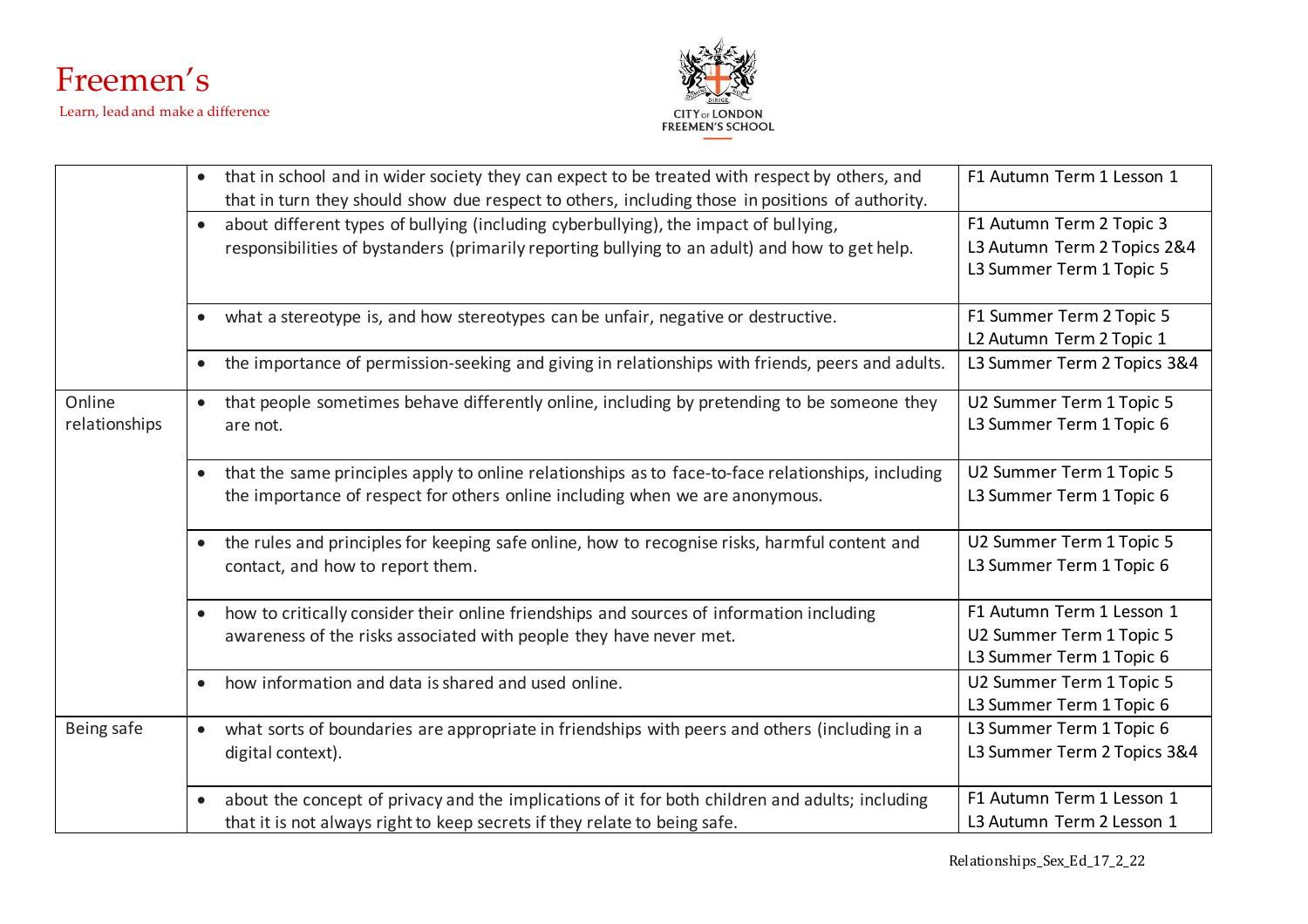| | | |
|---|---|---|
| | • that in school and in wider society they can expect to be treated with respect by others, and that in turn they should show due respect to others, including those in positions of authority. | F1 Autumn Term 1 Lesson 1 |
| | • about different types of bullying (including cyberbullying), the impact of bullying, responsibilities of bystanders (primarily reporting bullying to an adult) and how to get help. | F1 Autumn Term 2 Topic 3<br>L3 Autumn Term 2 Topics 2&4<br>L3 Summer Term 1 Topic 5 |
| | • what a stereotype is, and how stereotypes can be unfair, negative or destructive. | F1 Summer Term 2 Topic 5<br>L2 Autumn Term 2 Topic 1 |
| | • the importance of permission-seeking and giving in relationships with friends, peers and adults. | L3 Summer Term 2 Topics 3&4 |
| Online relationships | • that people sometimes behave differently online, including by pretending to be someone they are not. | U2 Summer Term 1 Topic 5<br>L3 Summer Term 1 Topic 6 |
| | • that the same principles apply to online relationships as to face-to-face relationships, including the importance of respect for others online including when we are anonymous. | U2 Summer Term 1 Topic 5<br>L3 Summer Term 1 Topic 6 |
| | • the rules and principles for keeping safe online, how to recognise risks, harmful content and contact, and how to report them. | U2 Summer Term 1 Topic 5<br>L3 Summer Term 1 Topic 6 |
| | • how to critically consider their online friendships and sources of information including awareness of the risks associated with people they have never met. | F1 Autumn Term 1 Lesson 1<br>U2 Summer Term 1 Topic 5<br>L3 Summer Term 1 Topic 6 |
| | • how information and data is shared and used online. | U2 Summer Term 1 Topic 5<br>L3 Summer Term 1 Topic 6 |
| Being safe | • what sorts of boundaries are appropriate in friendships with peers and others (including in a digital context). | L3 Summer Term 1 Topic 6<br>L3 Summer Term 2 Topics 3&4 |
| | • about the concept of privacy and the implications of it for both children and adults; including that it is not always right to keep secrets if they relate to being safe. | F1 Autumn Term 1 Lesson 1<br>L3 Autumn Term 2 Lesson 1 |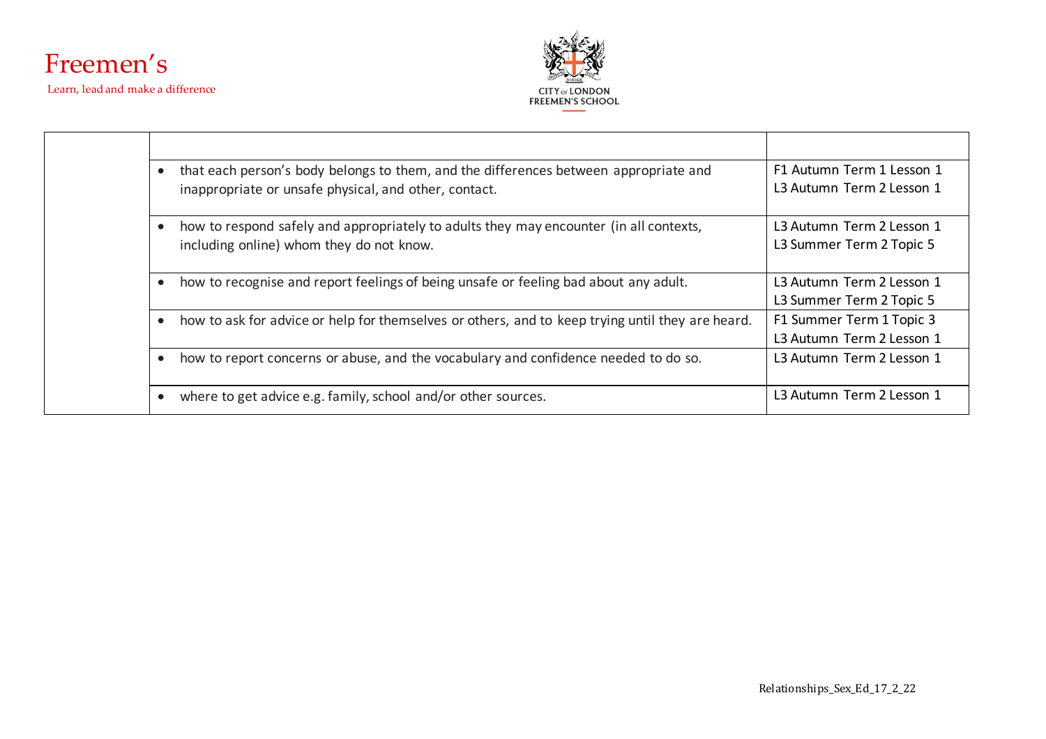| | | |
|---|---|---|
| | | |
| | • that each person's body belongs to them, and the differences between appropriate and inappropriate or unsafe physical, and other, contact. | F1 Autumn Term 1 Lesson 1<br>L3 Autumn Term 2 Lesson 1 |
| | • how to respond safely and appropriately to adults they may encounter (in all contexts, including online) whom they do not know. | L3 Autumn Term 2 Lesson 1<br>L3 Summer Term 2 Topic 5 |
| | • how to recognise and report feelings of being unsafe or feeling bad about any adult. | L3 Autumn Term 2 Lesson 1<br>L3 Summer Term 2 Topic 5 |
| | • how to ask for advice or help for themselves or others, and to keep trying until they are heard. | F1 Summer Term 1 Topic 3<br>L3 Autumn Term 2 Lesson 1 |
| | • how to report concerns or abuse, and the vocabulary and confidence needed to do so. | L3 Autumn Term 2 Lesson 1 |
| | • where to get advice e.g. family, school and/or other sources. | L3 Autumn Term 2 Lesson 1 |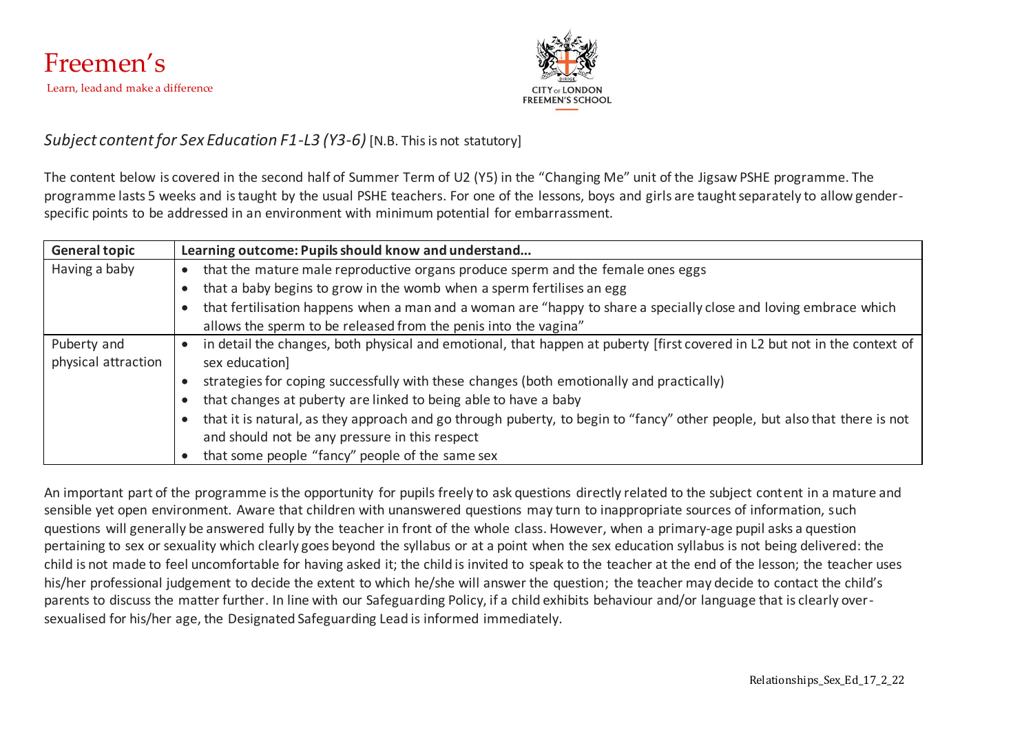Freemen's

Learn, lead and make a difference

CITY OF LONDON FREEMEN'S SCHOOL

*Subject content for Sex Education F1-L3 (Y3-6)* [N.B. This is not statutory]

The content below is covered in the second half of Summer Term of U2 (Y5) in the "Changing Me" unit of the Jigsaw PSHE programme. The programme lasts 5 weeks and is taught by the usual PSHE teachers. For one of the lessons, boys and girls are taught separately to allow gender-specific points to be addressed in an environment with minimum potential for embarrassment.

| General topic | Learning outcome: Pupils should know and understand... |
|---|---|
| Having a baby | • that the mature male reproductive organs produce sperm and the female ones eggs<br>• that a baby begins to grow in the womb when a sperm fertilises an egg<br>• that fertilisation happens when a man and a woman are "happy to share a specially close and loving embrace which allows the sperm to be released from the penis into the vagina" |
| Puberty and physical attraction | • in detail the changes, both physical and emotional, that happen at puberty [first covered in L2 but not in the context of sex education]<br>• strategies for coping successfully with these changes (both emotionally and practically)<br>• that changes at puberty are linked to being able to have a baby<br>• that it is natural, as they approach and go through puberty, to begin to "fancy" other people, but also that there is not and should not be any pressure in this respect<br>• that some people "fancy" people of the same sex |

An important part of the programme is the opportunity for pupils freely to ask questions directly related to the subject content in a mature and sensible yet open environment. Aware that children with unanswered questions may turn to inappropriate sources of information, such questions will generally be answered fully by the teacher in front of the whole class. However, when a primary-age pupil asks a question pertaining to sex or sexuality which clearly goes beyond the syllabus or at a point when the sex education syllabus is not being delivered: the child is not made to feel uncomfortable for having asked it; the child is invited to speak to the teacher at the end of the lesson; the teacher uses his/her professional judgement to decide the extent to which he/she will answer the question; the teacher may decide to contact the child's parents to discuss the matter further. In line with our Safeguarding Policy, if a child exhibits behaviour and/or language that is clearly over-sexualised for his/her age, the Designated Safeguarding Lead is informed immediately.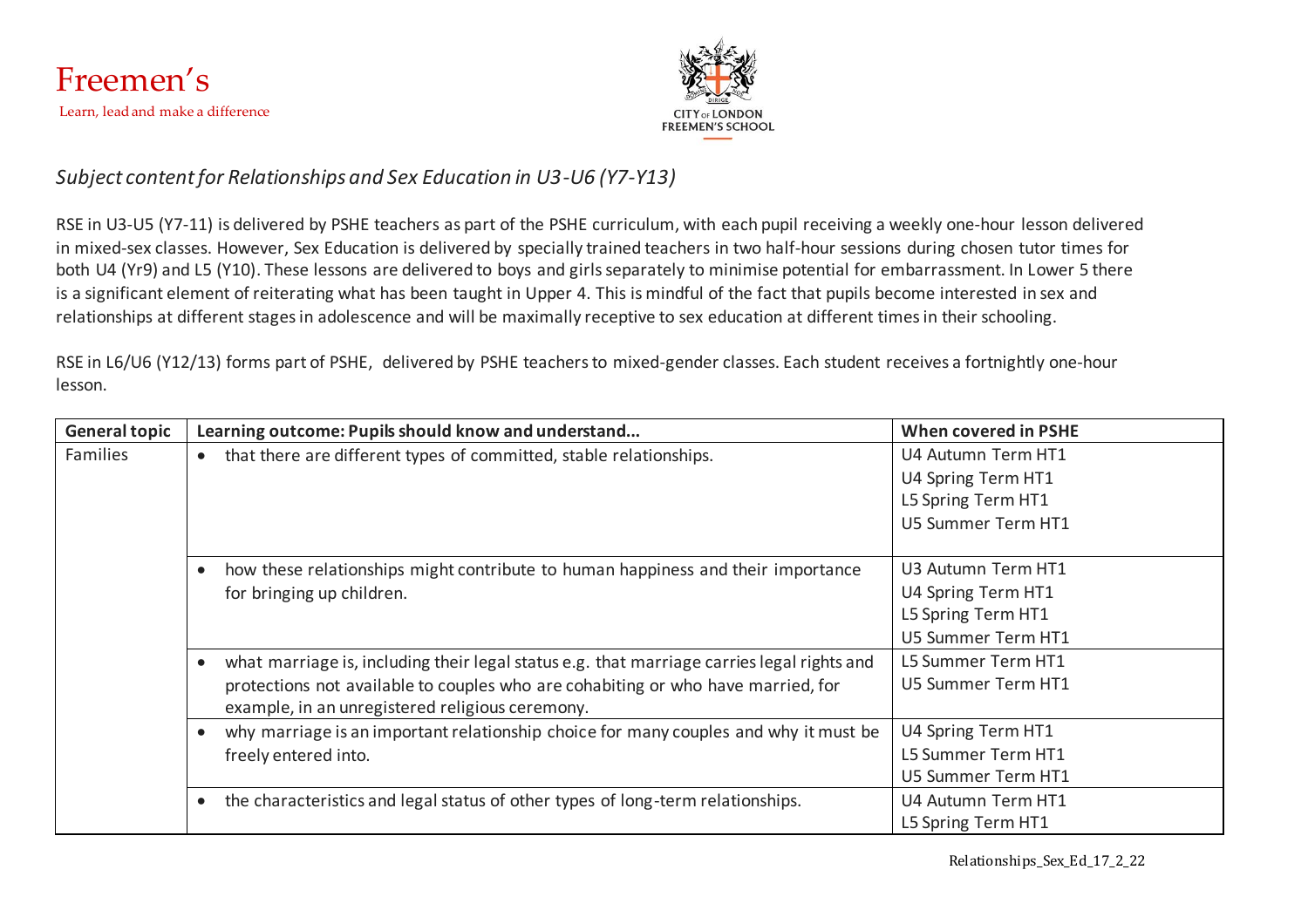Freemen's

Learn, lead and make a difference

CITY OF LONDON FREEMEN'S SCHOOL

*Subject content for Relationships and Sex Education in U3-U6 (Y7-Y13)*

RSE in U3-U5 (Y7-11) is delivered by PSHE teachers as part of the PSHE curriculum, with each pupil receiving a weekly one-hour lesson delivered in mixed-sex classes. However, Sex Education is delivered by specially trained teachers in two half-hour sessions during chosen tutor times for both U4 (Yr9) and L5 (Y10). These lessons are delivered to boys and girls separately to minimise potential for embarrassment. In Lower 5 there is a significant element of reiterating what has been taught in Upper 4. This is mindful of the fact that pupils become interested in sex and relationships at different stages in adolescence and will be maximally receptive to sex education at different times in their schooling.

RSE in L6/U6 (Y12/13) forms part of PSHE, delivered by PSHE teachers to mixed-gender classes. Each student receives a fortnightly one-hour lesson.

| General topic | Learning outcome: Pupils should know and understand... | When covered in PSHE |
|---|---|---|
| Families | • that there are different types of committed, stable relationships. | U4 Autumn Term HT1<br>U4 Spring Term HT1<br>L5 Spring Term HT1<br>U5 Summer Term HT1 |
| | • how these relationships might contribute to human happiness and their importance for bringing up children. | U3 Autumn Term HT1<br>U4 Spring Term HT1<br>L5 Spring Term HT1<br>U5 Summer Term HT1 |
| | • what marriage is, including their legal status e.g. that marriage carries legal rights and protections not available to couples who are cohabiting or who have married, for example, in an unregistered religious ceremony. | L5 Summer Term HT1<br>U5 Summer Term HT1 |
| | • why marriage is an important relationship choice for many couples and why it must be freely entered into. | U4 Spring Term HT1<br>L5 Summer Term HT1<br>U5 Summer Term HT1 |
| | • the characteristics and legal status of other types of long-term relationships. | U4 Autumn Term HT1<br>L5 Spring Term HT1 |

Relationships_Sex_Ed_17_2_22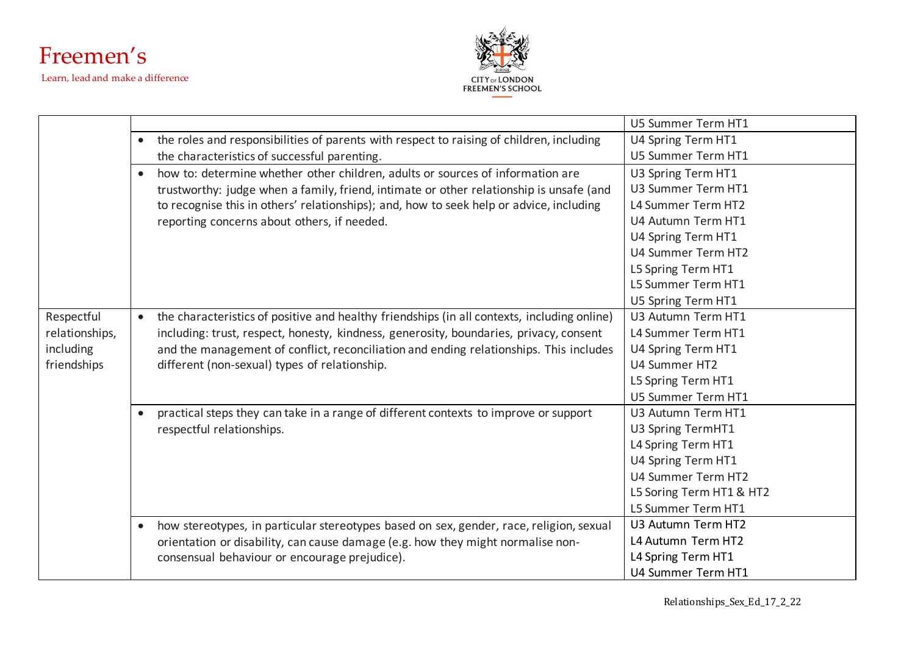| | | |
|---|---|---|
| | | U5 Summer Term HT1 |
| | • the roles and responsibilities of parents with respect to raising of children, including the characteristics of successful parenting. | U4 Spring Term HT1<br>U5 Summer Term HT1 |
| | • how to: determine whether other children, adults or sources of information are trustworthy: judge when a family, friend, intimate or other relationship is unsafe (and to recognise this in others' relationships); and, how to seek help or advice, including reporting concerns about others, if needed. | U3 Spring Term HT1<br>U3 Summer Term HT1<br>L4 Summer Term HT2<br>U4 Autumn Term HT1<br>U4 Spring Term HT1<br>U4 Summer Term HT2<br>L5 Spring Term HT1<br>L5 Summer Term HT1<br>U5 Spring Term HT1 |
| Respectful relationships, including friendships | • the characteristics of positive and healthy friendships (in all contexts, including online) including: trust, respect, honesty, kindness, generosity, boundaries, privacy, consent and the management of conflict, reconciliation and ending relationships. This includes different (non-sexual) types of relationship. | U3 Autumn Term HT1<br>L4 Summer Term HT1<br>U4 Spring Term HT1<br>U4 Summer HT2<br>L5 Spring Term HT1<br>U5 Summer Term HT1 |
| | • practical steps they can take in a range of different contexts to improve or support respectful relationships. | U3 Autumn Term HT1<br>U3 Spring TermHT1<br>L4 Spring Term HT1<br>U4 Spring Term HT1<br>U4 Summer Term HT2<br>L5 Soring Term HT1 & HT2<br>L5 Summer Term HT1 |
| | • how stereotypes, in particular stereotypes based on sex, gender, race, religion, sexual orientation or disability, can cause damage (e.g. how they might normalise non-consensual behaviour or encourage prejudice). | U3 Autumn Term HT2<br>L4 Autumn Term HT2<br>L4 Spring Term HT1<br>U4 Summer Term HT1 |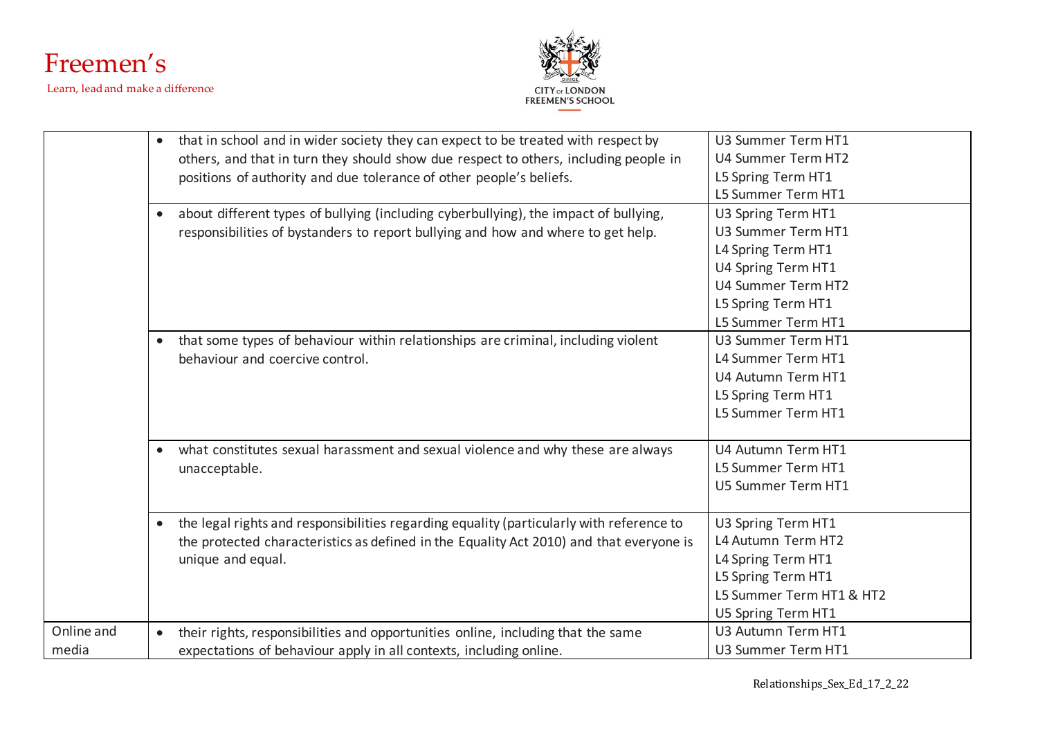| | | |
|---|---|---|
| | • that in school and in wider society they can expect to be treated with respect by others, and that in turn they should show due respect to others, including people in positions of authority and due tolerance of other people's beliefs. | U3 Summer Term HT1<br>U4 Summer Term HT2<br>L5 Spring Term HT1<br>L5 Summer Term HT1 |
| | • about different types of bullying (including cyberbullying), the impact of bullying, responsibilities of bystanders to report bullying and how and where to get help. | U3 Spring Term HT1<br>U3 Summer Term HT1<br>L4 Spring Term HT1<br>U4 Spring Term HT1<br>U4 Summer Term HT2<br>L5 Spring Term HT1<br>L5 Summer Term HT1 |
| | • that some types of behaviour within relationships are criminal, including violent behaviour and coercive control. | U3 Summer Term HT1<br>L4 Summer Term HT1<br>U4 Autumn Term HT1<br>L5 Spring Term HT1<br>L5 Summer Term HT1 |
| | • what constitutes sexual harassment and sexual violence and why these are always unacceptable. | U4 Autumn Term HT1<br>L5 Summer Term HT1<br>U5 Summer Term HT1 |
| | • the legal rights and responsibilities regarding equality (particularly with reference to the protected characteristics as defined in the Equality Act 2010) and that everyone is unique and equal. | U3 Spring Term HT1<br>L4 Autumn Term HT2<br>L4 Spring Term HT1<br>L5 Spring Term HT1<br>L5 Summer Term HT1 & HT2<br>U5 Spring Term HT1 |
| Online and media | • their rights, responsibilities and opportunities online, including that the same expectations of behaviour apply in all contexts, including online. | U3 Autumn Term HT1<br>U3 Summer Term HT1 |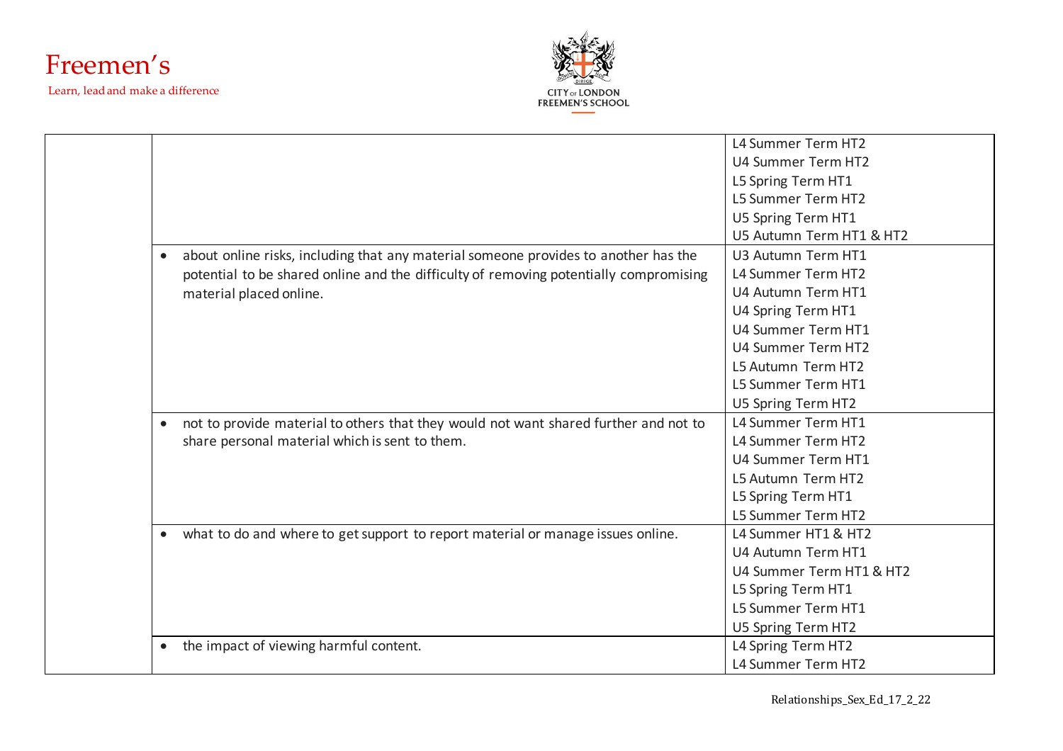| | | |
|---|---|---|
| | | L4 Summer Term HT2<br>U4 Summer Term HT2<br>L5 Spring Term HT1<br>L5 Summer Term HT2<br>U5 Spring Term HT1<br>U5 Autumn Term HT1 & HT2 |
| | • about online risks, including that any material someone provides to another has the potential to be shared online and the difficulty of removing potentially compromising material placed online. | U3 Autumn Term HT1<br>L4 Summer Term HT2<br>U4 Autumn Term HT1<br>U4 Spring Term HT1<br>U4 Summer Term HT1<br>U4 Summer Term HT2<br>L5 Autumn Term HT2<br>L5 Summer Term HT1<br>U5 Spring Term HT2 |
| | • not to provide material to others that they would not want shared further and not to share personal material which is sent to them. | L4 Summer Term HT1<br>L4 Summer Term HT2<br>U4 Summer Term HT1<br>L5 Autumn Term HT2<br>L5 Spring Term HT1<br>L5 Summer Term HT2 |
| | • what to do and where to get support to report material or manage issues online. | L4 Summer HT1 & HT2<br>U4 Autumn Term HT1<br>U4 Summer Term HT1 & HT2<br>L5 Spring Term HT1<br>L5 Summer Term HT1<br>U5 Spring Term HT2 |
| | • the impact of viewing harmful content. | L4 Spring Term HT2<br>L4 Summer Term HT2 |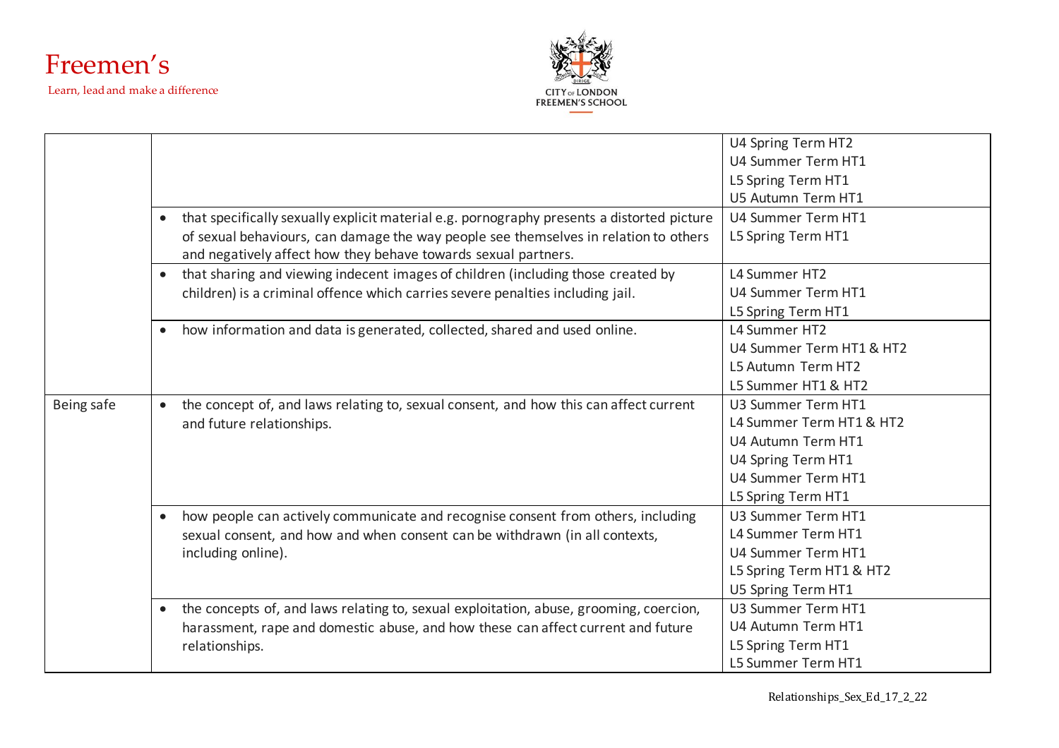| | | |
|---|---|---|
| | | U4 Spring Term HT2<br>U4 Summer Term HT1<br>L5 Spring Term HT1<br>U5 Autumn Term HT1 |
| | • that specifically sexually explicit material e.g. pornography presents a distorted picture of sexual behaviours, can damage the way people see themselves in relation to others and negatively affect how they behave towards sexual partners. | U4 Summer Term HT1<br>L5 Spring Term HT1 |
| | • that sharing and viewing indecent images of children (including those created by children) is a criminal offence which carries severe penalties including jail. | L4 Summer HT2<br>U4 Summer Term HT1<br>L5 Spring Term HT1 |
| | • how information and data is generated, collected, shared and used online. | L4 Summer HT2<br>U4 Summer Term HT1 & HT2<br>L5 Autumn Term HT2<br>L5 Summer HT1 & HT2 |
| Being safe | • the concept of, and laws relating to, sexual consent, and how this can affect current and future relationships. | U3 Summer Term HT1<br>L4 Summer Term HT1 & HT2<br>U4 Autumn Term HT1<br>U4 Spring Term HT1<br>U4 Summer Term HT1<br>L5 Spring Term HT1 |
| | • how people can actively communicate and recognise consent from others, including sexual consent, and how and when consent can be withdrawn (in all contexts, including online). | U3 Summer Term HT1<br>L4 Summer Term HT1<br>U4 Summer Term HT1<br>L5 Spring Term HT1 & HT2<br>U5 Spring Term HT1 |
| | • the concepts of, and laws relating to, sexual exploitation, abuse, grooming, coercion, harassment, rape and domestic abuse, and how these can affect current and future relationships. | U3 Summer Term HT1<br>U4 Autumn Term HT1<br>L5 Spring Term HT1<br>L5 Summer Term HT1 |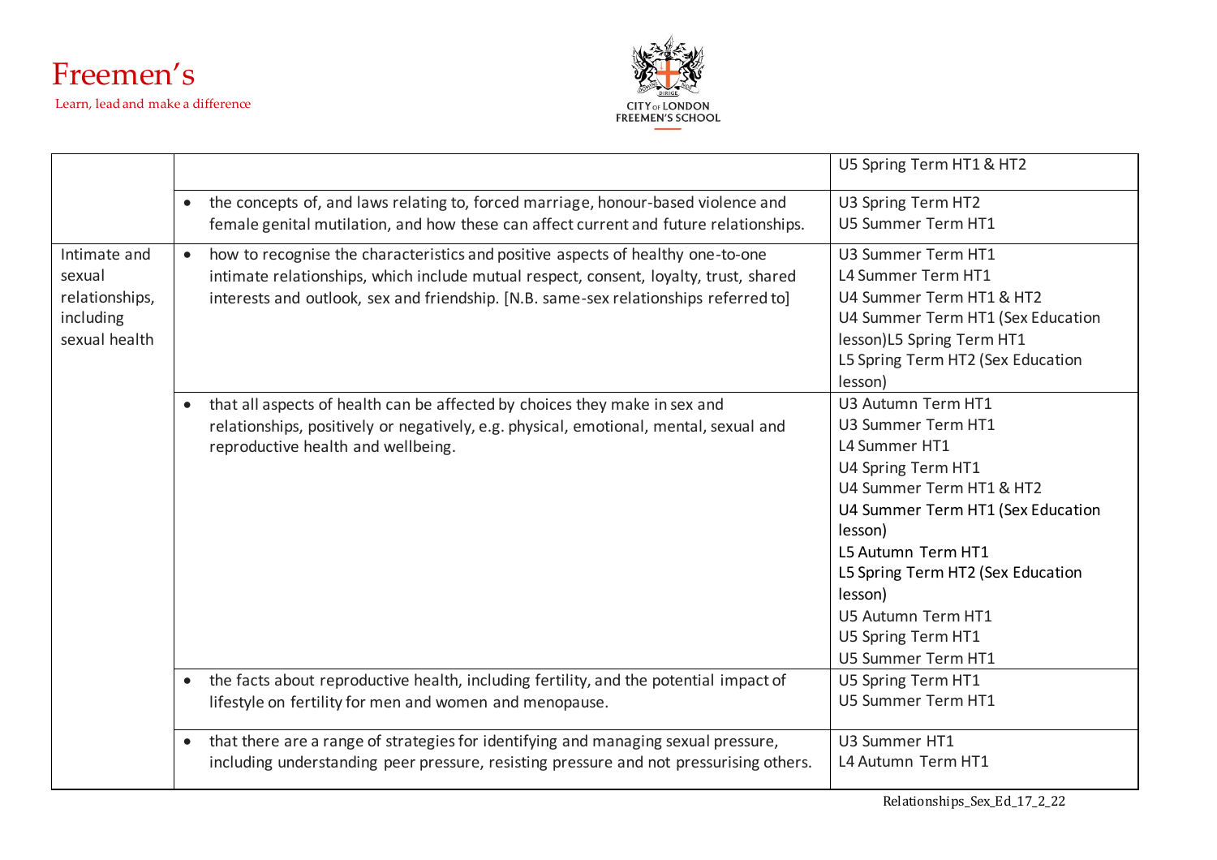| | | |
|---|---|---|
| | | U5 Spring Term HT1 & HT2 |
| | • the concepts of, and laws relating to, forced marriage, honour-based violence and female genital mutilation, and how these can affect current and future relationships. | U3 Spring Term HT2<br>U5 Summer Term HT1 |
| Intimate and sexual relationships, including sexual health | • how to recognise the characteristics and positive aspects of healthy one-to-one intimate relationships, which include mutual respect, consent, loyalty, trust, shared interests and outlook, sex and friendship. [N.B. same-sex relationships referred to] | U3 Summer Term HT1<br>L4 Summer Term HT1<br>U4 Summer Term HT1 & HT2<br>U4 Summer Term HT1 (Sex Education lesson)L5 Spring Term HT1<br>L5 Spring Term HT2 (Sex Education lesson) |
| | • that all aspects of health can be affected by choices they make in sex and relationships, positively or negatively, e.g. physical, emotional, mental, sexual and reproductive health and wellbeing. | U3 Autumn Term HT1<br>U3 Summer Term HT1<br>L4 Summer HT1<br>U4 Spring Term HT1<br>U4 Summer Term HT1 & HT2<br>U4 Summer Term HT1 (Sex Education lesson)<br>L5 Autumn Term HT1<br>L5 Spring Term HT2 (Sex Education lesson)<br>U5 Autumn Term HT1<br>U5 Spring Term HT1<br>U5 Summer Term HT1 |
| | • the facts about reproductive health, including fertility, and the potential impact of lifestyle on fertility for men and women and menopause. | U5 Spring Term HT1<br>U5 Summer Term HT1 |
| | • that there are a range of strategies for identifying and managing sexual pressure, including understanding peer pressure, resisting pressure and not pressurising others. | U3 Summer HT1<br>L4 Autumn Term HT1 |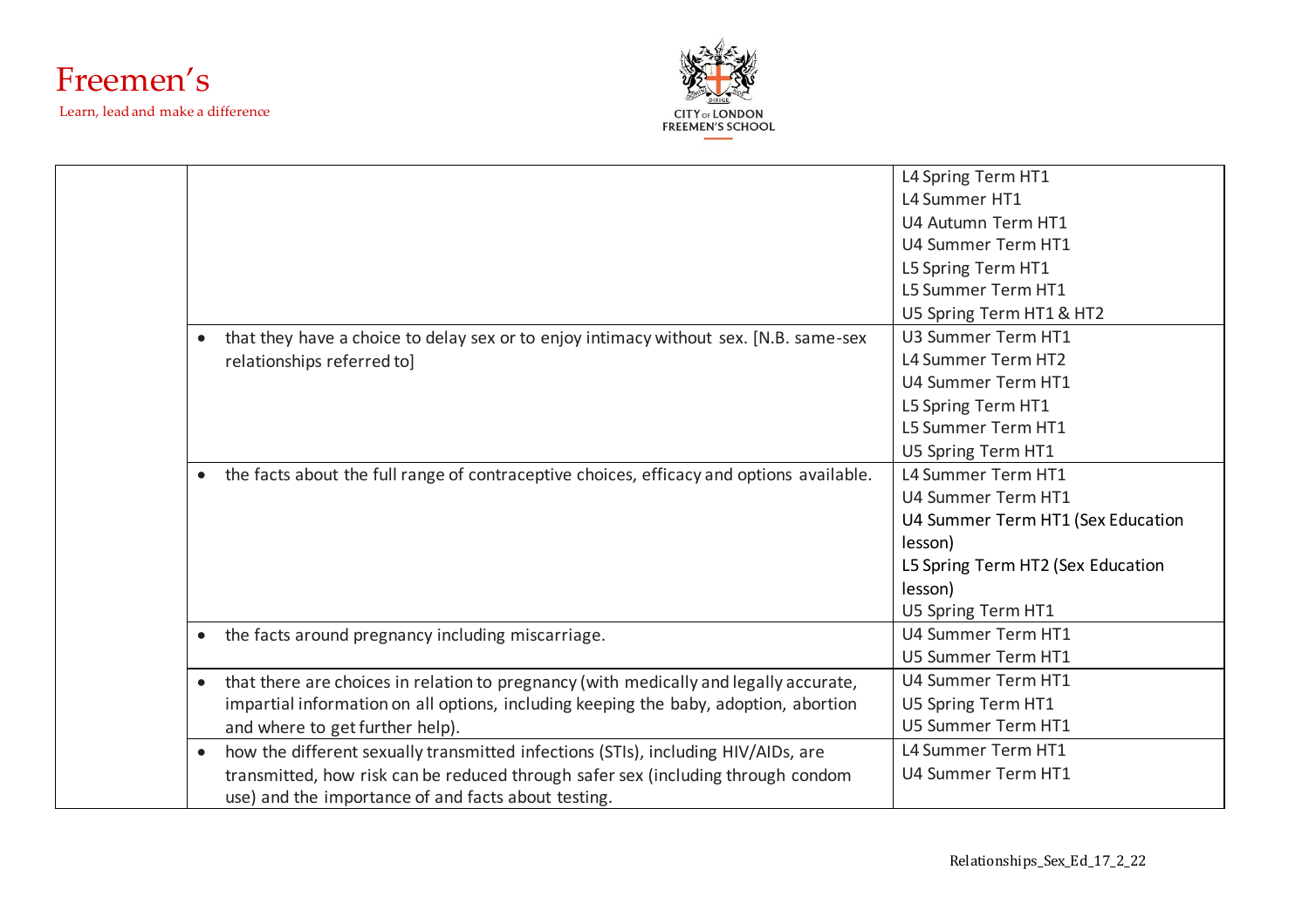| | | |
|---|---|---|
| | | L4 Spring Term HT1<br>L4 Summer HT1<br>U4 Autumn Term HT1<br>U4 Summer Term HT1<br>L5 Spring Term HT1<br>L5 Summer Term HT1<br>U5 Spring Term HT1 & HT2 |
| | • that they have a choice to delay sex or to enjoy intimacy without sex. [N.B. same-sex relationships referred to] | U3 Summer Term HT1<br>L4 Summer Term HT2<br>U4 Summer Term HT1<br>L5 Spring Term HT1<br>L5 Summer Term HT1<br>U5 Spring Term HT1 |
| | • the facts about the full range of contraceptive choices, efficacy and options available. | L4 Summer Term HT1<br>U4 Summer Term HT1<br>U4 Summer Term HT1 (Sex Education lesson)<br>L5 Spring Term HT2 (Sex Education lesson)<br>U5 Spring Term HT1 |
| | • the facts around pregnancy including miscarriage. | U4 Summer Term HT1<br>U5 Summer Term HT1 |
| | • that there are choices in relation to pregnancy (with medically and legally accurate, impartial information on all options, including keeping the baby, adoption, abortion and where to get further help). | U4 Summer Term HT1<br>U5 Spring Term HT1<br>U5 Summer Term HT1 |
| | • how the different sexually transmitted infections (STIs), including HIV/AIDs, are transmitted, how risk can be reduced through safer sex (including through condom use) and the importance of and facts about testing. | L4 Summer Term HT1<br>U4 Summer Term HT1 |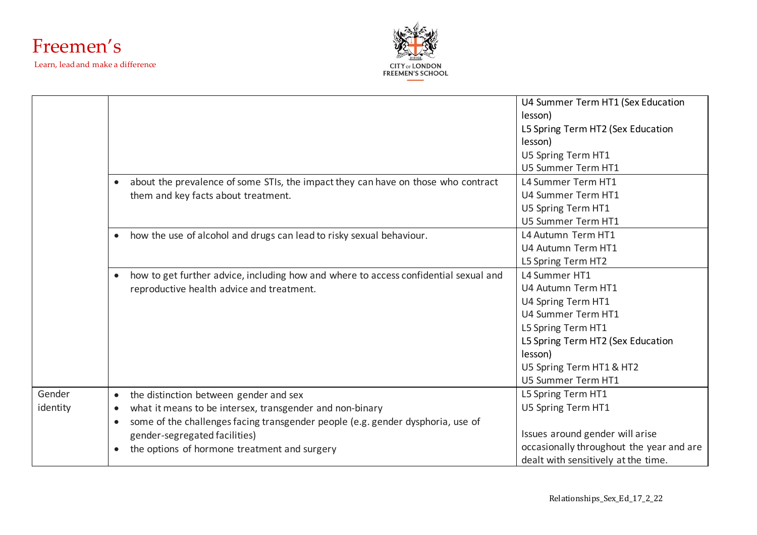| | | |
|---|---|---|
| | | U4 Summer Term HT1 (Sex Education lesson)<br>L5 Spring Term HT2 (Sex Education lesson)<br>U5 Spring Term HT1<br>U5 Summer Term HT1 |
| | • about the prevalence of some STIs, the impact they can have on those who contract them and key facts about treatment. | L4 Summer Term HT1<br>U4 Summer Term HT1<br>U5 Spring Term HT1<br>U5 Summer Term HT1 |
| | • how the use of alcohol and drugs can lead to risky sexual behaviour. | L4 Autumn Term HT1<br>U4 Autumn Term HT1<br>L5 Spring Term HT2 |
| | • how to get further advice, including how and where to access confidential sexual and reproductive health advice and treatment. | L4 Summer HT1<br>U4 Autumn Term HT1<br>U4 Spring Term HT1<br>U4 Summer Term HT1<br>L5 Spring Term HT1<br>L5 Spring Term HT2 (Sex Education lesson)<br>U5 Spring Term HT1 & HT2<br>U5 Summer Term HT1 |
| Gender identity | • the distinction between gender and sex<br>• what it means to be intersex, transgender and non-binary<br>• some of the challenges facing transgender people (e.g. gender dysphoria, use of gender-segregated facilities)<br>• the options of hormone treatment and surgery | L5 Spring Term HT1<br>U5 Spring Term HT1<br><br>Issues around gender will arise occasionally throughout the year and are dealt with sensitively at the time. |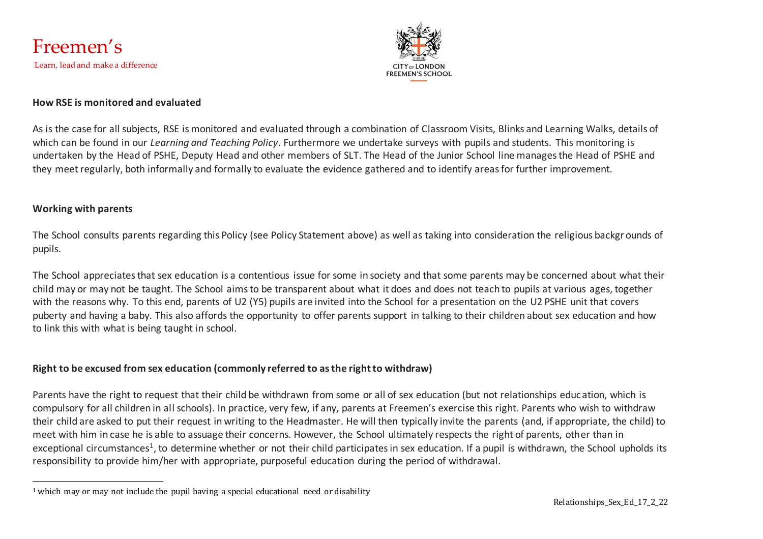## How RSE is monitored and evaluated

As is the case for all subjects, RSE is monitored and evaluated through a combination of Classroom Visits, Blinks and Learning Walks, details of which can be found in our *Learning and Teaching Policy*. Furthermore we undertake surveys with pupils and students. This monitoring is undertaken by the Head of PSHE, Deputy Head and other members of SLT. The Head of the Junior School line manages the Head of PSHE and they meet regularly, both informally and formally to evaluate the evidence gathered and to identify areas for further improvement.

## Working with parents

The School consults parents regarding this Policy (see Policy Statement above) as well as taking into consideration the religious backgrounds of pupils.

The School appreciates that sex education is a contentious issue for some in society and that some parents may be concerned about what their child may or may not be taught. The School aims to be transparent about what it does and does not teach to pupils at various ages, together with the reasons why. To this end, parents of U2 (Y5) pupils are invited into the School for a presentation on the U2 PSHE unit that covers puberty and having a baby. This also affords the opportunity to offer parents support in talking to their children about sex education and how to link this with what is being taught in school.

## Right to be excused from sex education (commonly referred to as the right to withdraw)

Parents have the right to request that their child be withdrawn from some or all of sex education (but not relationships education, which is compulsory for all children in all schools). In practice, very few, if any, parents at Freemen's exercise this right. Parents who wish to withdraw their child are asked to put their request in writing to the Headmaster. He will then typically invite the parents (and, if appropriate, the child) to meet with him in case he is able to assuage their concerns. However, the School ultimately respects the right of parents, other than in exceptional circumstances[1], to determine whether or not their child participates in sex education. If a pupil is withdrawn, the School upholds its responsibility to provide him/her with appropriate, purposeful education during the period of withdrawal.

---

[1] which may or may not include the pupil having a special educational need or disability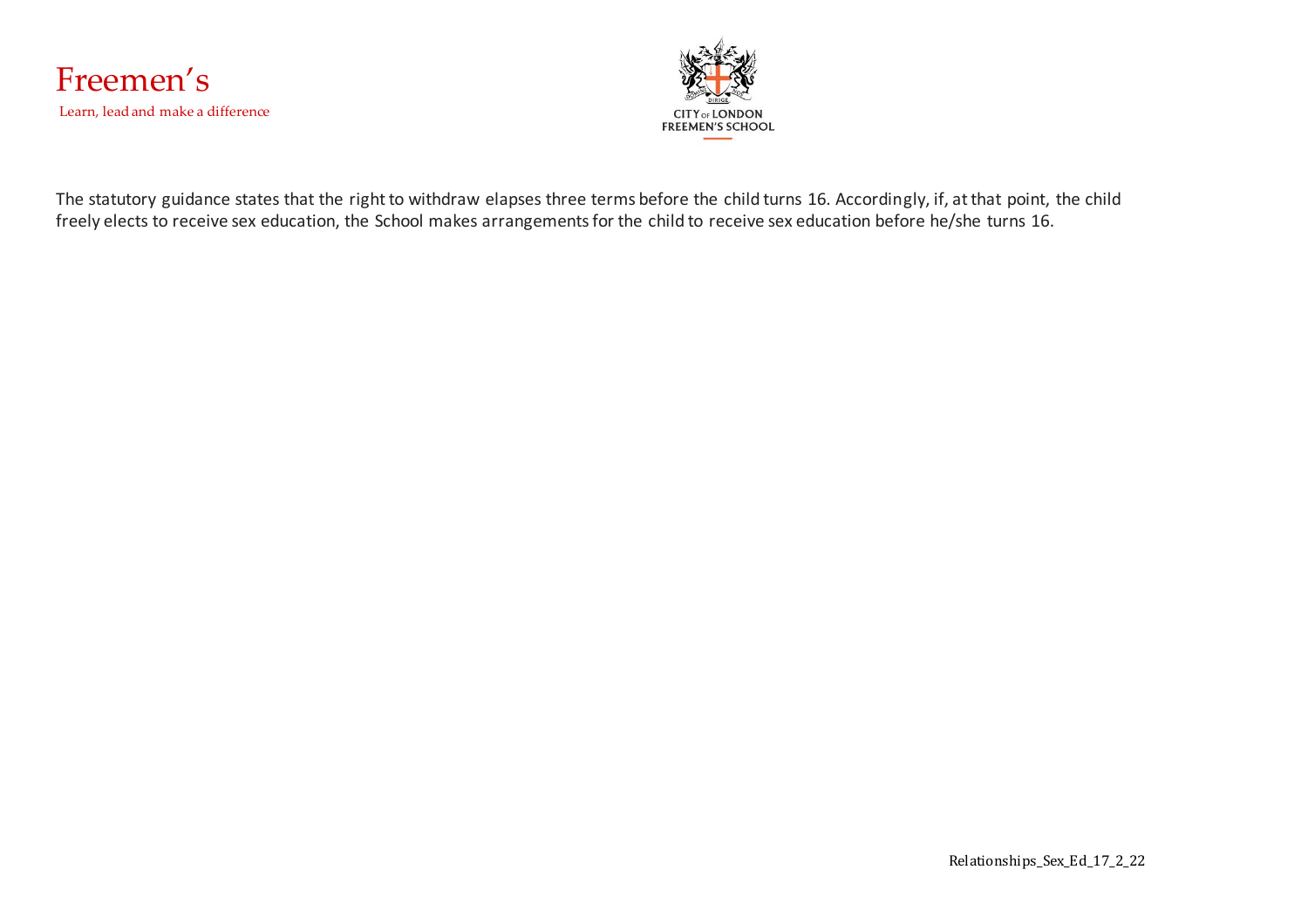The statutory guidance states that the right to withdraw elapses three terms before the child turns 16. Accordingly, if, at that point, the child freely elects to receive sex education, the School makes arrangements for the child to receive sex education before he/she turns 16.